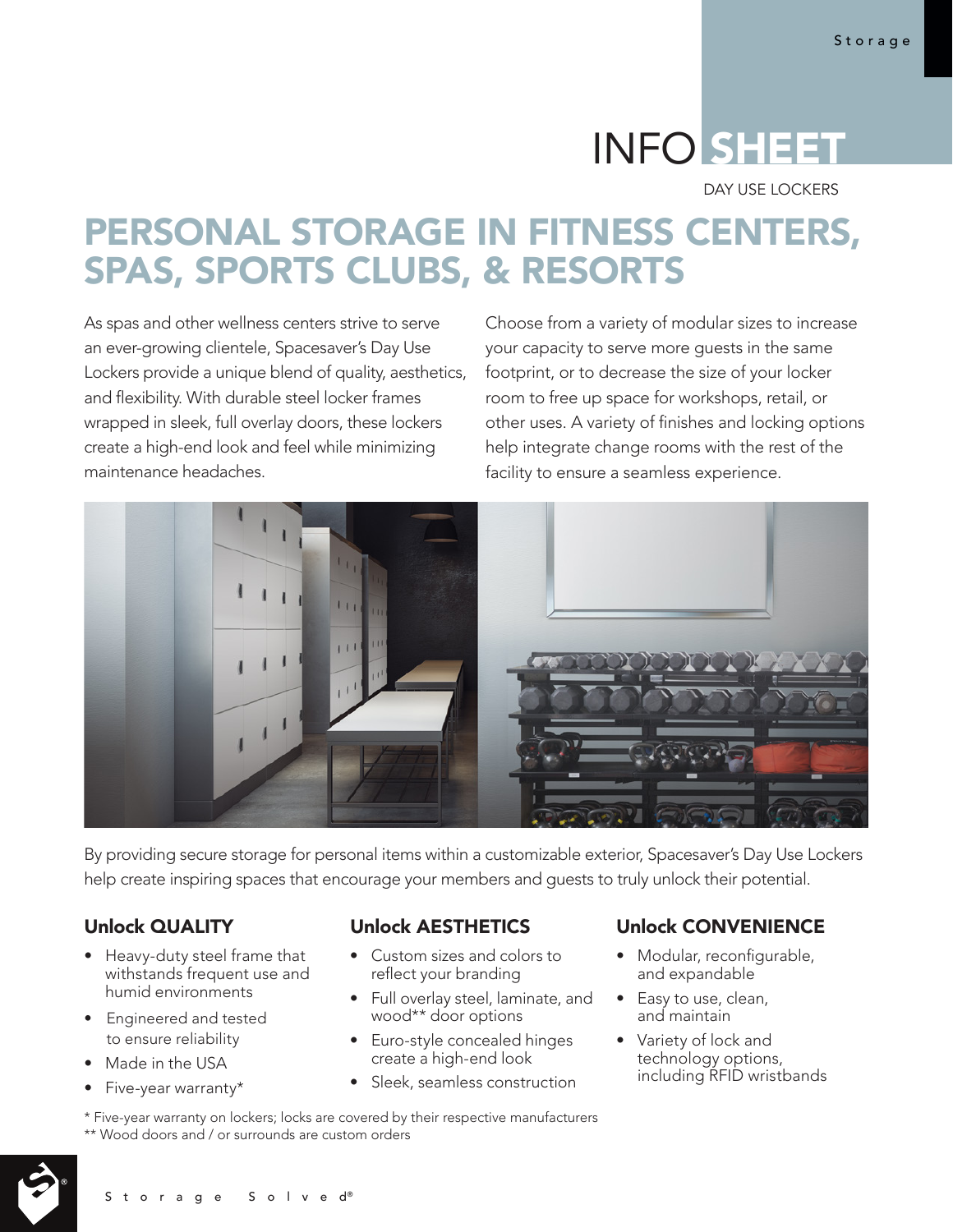# INFO SHEET

DAY USE LOCKERS

## PERSONAL STORAGE IN FITNESS CENTERS, SPAS, SPORTS CLUBS, & RESORTS

As spas and other wellness centers strive to serve an ever-growing clientele, Spacesaver's Day Use Lockers provide a unique blend of quality, aesthetics, and flexibility. With durable steel locker frames wrapped in sleek, full overlay doors, these lockers create a high-end look and feel while minimizing maintenance headaches.

Choose from a variety of modular sizes to increase your capacity to serve more guests in the same footprint, or to decrease the size of your locker room to free up space for workshops, retail, or other uses. A variety of finishes and locking options help integrate change rooms with the rest of the facility to ensure a seamless experience.

By providing secure storage for personal items within a customizable exterior, Spacesaver's Day Use Lockers help create inspiring spaces that encourage your members and guests to truly unlock their potential.

### Unlock QUALITY

- Heavy-duty steel frame that withstands frequent use and humid environments
- Engineered and tested to ensure reliability
- Made in the USA
- Five-year warranty*

### Unlock AESTHETICS

- Custom sizes and colors to reflect your branding
- Full overlay steel, laminate, and wood** door options
- Euro-style concealed hinges create a high-end look
- Sleek, seamless construction

### Unlock CONVENIENCE

- Modular, reconfigurable, and expandable
- Easy to use, clean, and maintain
- Variety of lock and technology options, including RFID wristbands

\* Five-year warranty on lockers; locks are covered by their respective manufacturers

** Wood doors and / or surrounds are custom orders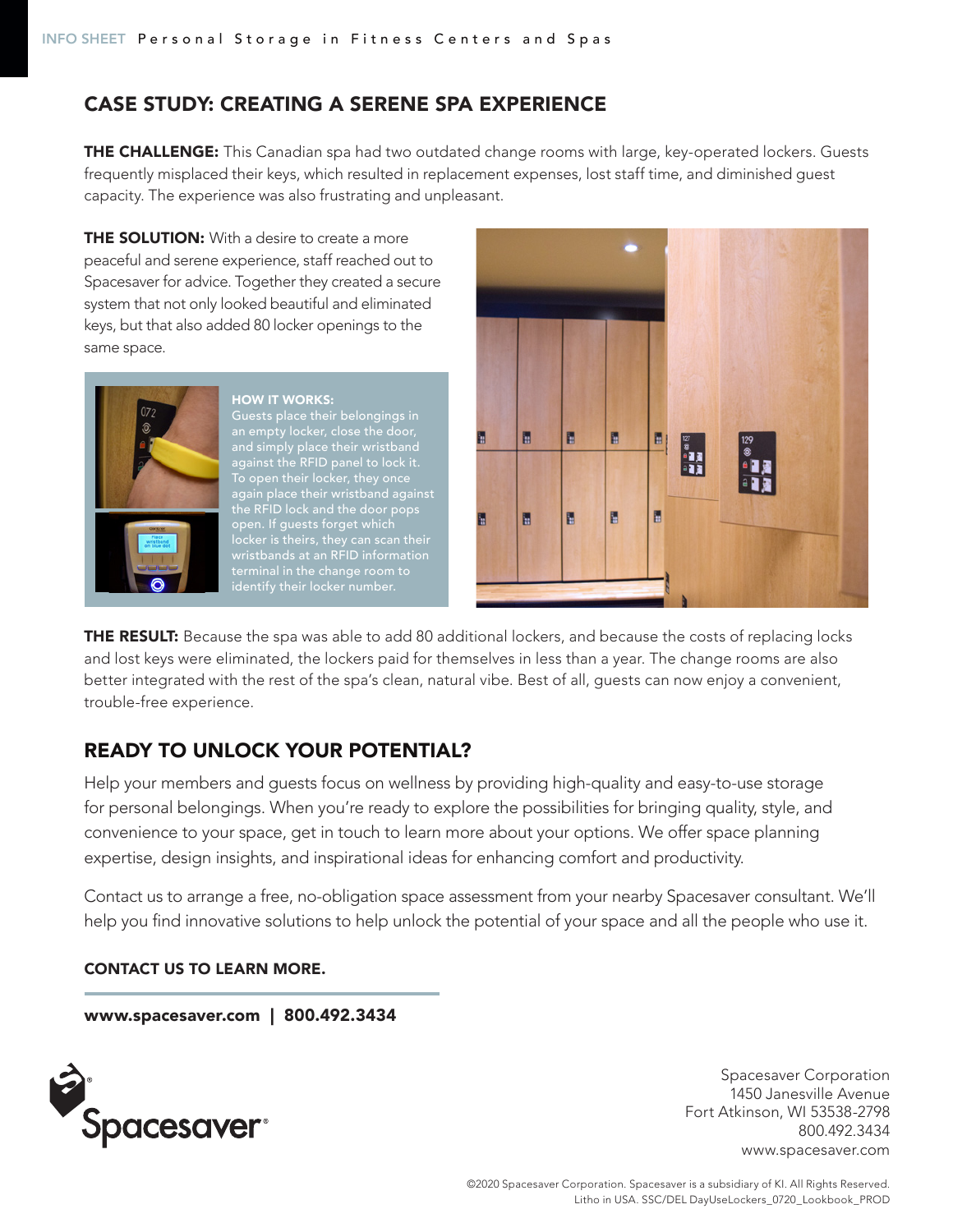## CASE STUDY: CREATING A SERENE SPA EXPERIENCE

**THE CHALLENGE:** This Canadian spa had two outdated change rooms with large, key-operated lockers. Guests frequently misplaced their keys, which resulted in replacement expenses, lost staff time, and diminished guest capacity. The experience was also frustrating and unpleasant.

**THE SOLUTION:** With a desire to create a more peaceful and serene experience, staff reached out to Spacesaver for advice. Together they created a secure system that not only looked beautiful and eliminated keys, but that also added 80 locker openings to the same space.

**HOW IT WORKS:**
Guests place their belongings in an empty locker, close the door, and simply place their wristband against the RFID panel to lock it. To open their locker, they once again place their wristband against the RFID lock and the door pops open. If guests forget which locker is theirs, they can scan their wristbands at an RFID information terminal in the change room to identify their locker number.

**THE RESULT:** Because the spa was able to add 80 additional lockers, and because the costs of replacing locks and lost keys were eliminated, the lockers paid for themselves in less than a year. The change rooms are also better integrated with the rest of the spa's clean, natural vibe. Best of all, guests can now enjoy a convenient, trouble-free experience.

## READY TO UNLOCK YOUR POTENTIAL?

Help your members and guests focus on wellness by providing high-quality and easy-to-use storage for personal belongings. When you're ready to explore the possibilities for bringing quality, style, and convenience to your space, get in touch to learn more about your options. We offer space planning expertise, design insights, and inspirational ideas for enhancing comfort and productivity.

Contact us to arrange a free, no-obligation space assessment from your nearby Spacesaver consultant. We'll help you find innovative solutions to help unlock the potential of your space and all the people who use it.

**CONTACT US TO LEARN MORE.**

**www.spacesaver.com | 800.492.3434**

Spacesaver Corporation
1450 Janesville Avenue
Fort Atkinson, WI 53538-2798
800.492.3434
www.spacesaver.com

©2020 Spacesaver Corporation. Spacesaver is a subsidiary of KI. All Rights Reserved.
Litho in USA. SSC/DEL DayUseLockers_0720_Lookbook_PROD